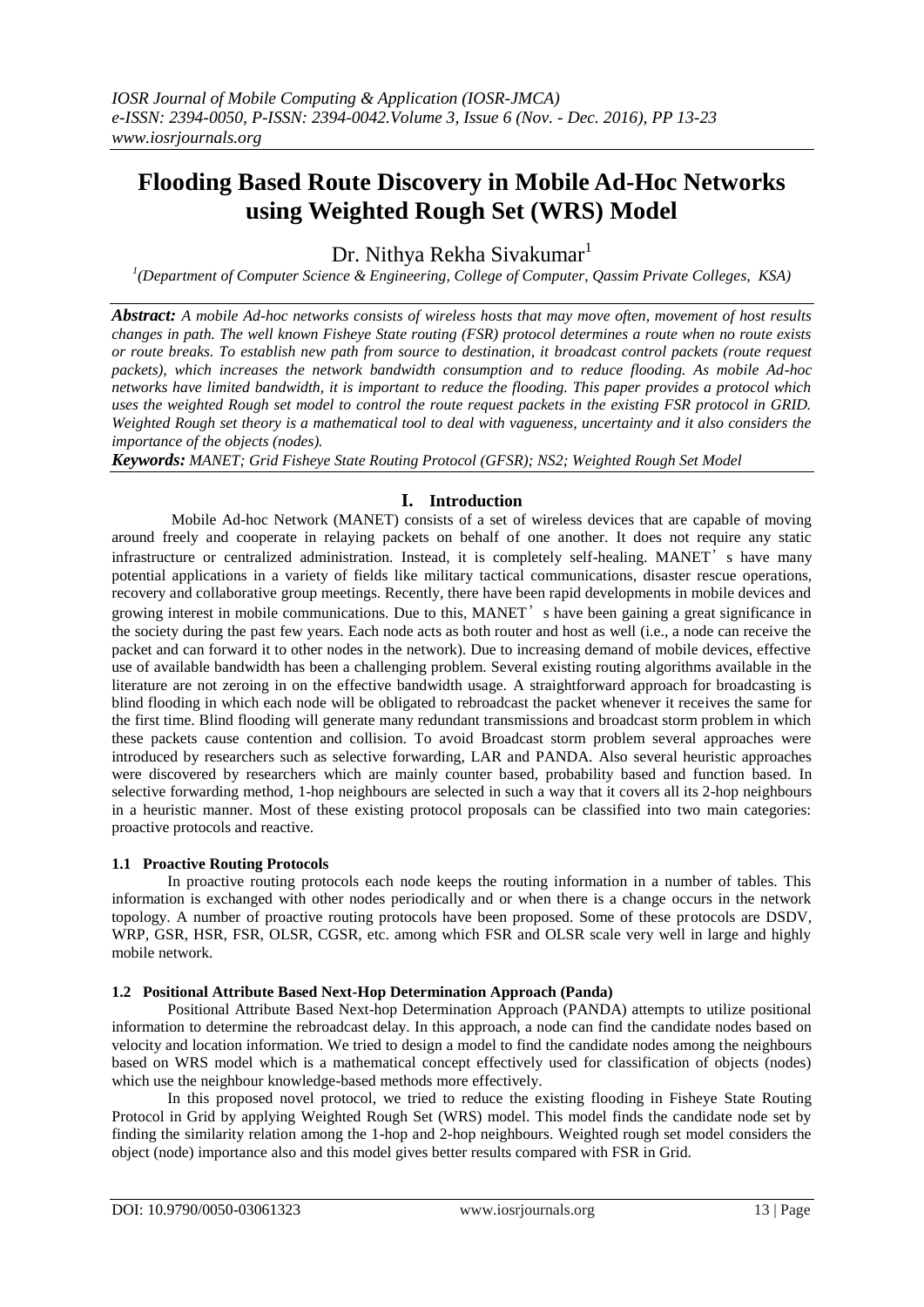# Flooding Based Route Discovery in Mobile Ad-Hoc Networks using Weighted Rough Set (WRS) Model

Dr. Nithya Rekha Sivakumar[1]

[1](Department of Computer Science & Engineering, College of Computer, Qassim Private Colleges, KSA)

***Abstract:*** *A mobile Ad-hoc networks consists of wireless hosts that may move often, movement of host results changes in path. The well known Fisheye State routing (FSR) protocol determines a route when no route exists or route breaks. To establish new path from source to destination, it broadcast control packets (route request packets), which increases the network bandwidth consumption and to reduce flooding. As mobile Ad-hoc networks have limited bandwidth, it is important to reduce the flooding. This paper provides a protocol which uses the weighted Rough set model to control the route request packets in the existing FSR protocol in GRID. Weighted Rough set theory is a mathematical tool to deal with vagueness, uncertainty and it also considers the importance of the objects (nodes).*

***Keywords:*** *MANET; Grid Fisheye State Routing Protocol (GFSR); NS2; Weighted Rough Set Model*

## I. Introduction

Mobile Ad-hoc Network (MANET) consists of a set of wireless devices that are capable of moving around freely and cooperate in relaying packets on behalf of one another. It does not require any static infrastructure or centralized administration. Instead, it is completely self-healing. MANET's have many potential applications in a variety of fields like military tactical communications, disaster rescue operations, recovery and collaborative group meetings. Recently, there have been rapid developments in mobile devices and growing interest in mobile communications. Due to this, MANET's have been gaining a great significance in the society during the past few years. Each node acts as both router and host as well (i.e., a node can receive the packet and can forward it to other nodes in the network). Due to increasing demand of mobile devices, effective use of available bandwidth has been a challenging problem. Several existing routing algorithms available in the literature are not zeroing in on the effective bandwidth usage. A straightforward approach for broadcasting is blind flooding in which each node will be obligated to rebroadcast the packet whenever it receives the same for the first time. Blind flooding will generate many redundant transmissions and broadcast storm problem in which these packets cause contention and collision. To avoid Broadcast storm problem several approaches were introduced by researchers such as selective forwarding, LAR and PANDA. Also several heuristic approaches were discovered by researchers which are mainly counter based, probability based and function based. In selective forwarding method, 1-hop neighbours are selected in such a way that it covers all its 2-hop neighbours in a heuristic manner. Most of these existing protocol proposals can be classified into two main categories: proactive protocols and reactive.

### 1.1 Proactive Routing Protocols

In proactive routing protocols each node keeps the routing information in a number of tables. This information is exchanged with other nodes periodically and or when there is a change occurs in the network topology. A number of proactive routing protocols have been proposed. Some of these protocols are DSDV, WRP, GSR, HSR, FSR, OLSR, CGSR, etc. among which FSR and OLSR scale very well in large and highly mobile network.

### 1.2 Positional Attribute Based Next-Hop Determination Approach (Panda)

Positional Attribute Based Next-hop Determination Approach (PANDA) attempts to utilize positional information to determine the rebroadcast delay. In this approach, a node can find the candidate nodes based on velocity and location information. We tried to design a model to find the candidate nodes among the neighbours based on WRS model which is a mathematical concept effectively used for classification of objects (nodes) which use the neighbour knowledge-based methods more effectively.

In this proposed novel protocol, we tried to reduce the existing flooding in Fisheye State Routing Protocol in Grid by applying Weighted Rough Set (WRS) model. This model finds the candidate node set by finding the similarity relation among the 1-hop and 2-hop neighbours. Weighted rough set model considers the object (node) importance also and this model gives better results compared with FSR in Grid.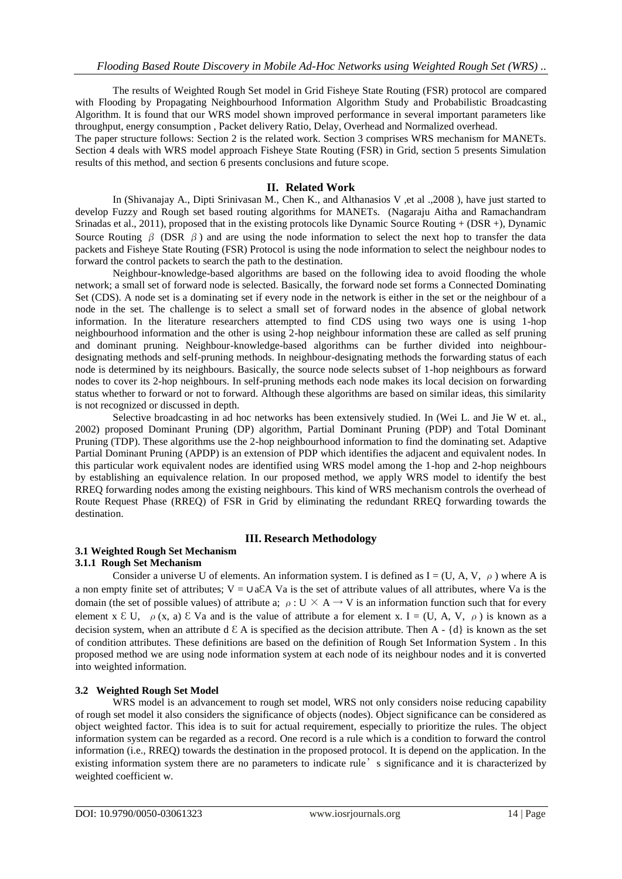The results of Weighted Rough Set model in Grid Fisheye State Routing (FSR) protocol are compared with Flooding by Propagating Neighbourhood Information Algorithm Study and Probabilistic Broadcasting Algorithm. It is found that our WRS model shown improved performance in several important parameters like throughput, energy consumption , Packet delivery Ratio, Delay, Overhead and Normalized overhead.

The paper structure follows: Section 2 is the related work. Section 3 comprises WRS mechanism for MANETs. Section 4 deals with WRS model approach Fisheye State Routing (FSR) in Grid, section 5 presents Simulation results of this method, and section 6 presents conclusions and future scope.

## II. Related Work

In (Shivanajay A., Dipti Srinivasan M., Chen K., and Althanasios V ,et al .,2008 ), have just started to develop Fuzzy and Rough set based routing algorithms for MANETs. (Nagaraju Aitha and Ramachandram Srinadas et al., 2011), proposed that in the existing protocols like Dynamic Source Routing + (DSR +), Dynamic Source Routing $\beta$ (DSR $\beta$) and are using the node information to select the next hop to transfer the data packets and Fisheye State Routing (FSR) Protocol is using the node information to select the neighbour nodes to forward the control packets to search the path to the destination.

Neighbour-knowledge-based algorithms are based on the following idea to avoid flooding the whole network; a small set of forward node is selected. Basically, the forward node set forms a Connected Dominating Set (CDS). A node set is a dominating set if every node in the network is either in the set or the neighbour of a node in the set. The challenge is to select a small set of forward nodes in the absence of global network information. In the literature researchers attempted to find CDS using two ways one is using 1-hop neighbourhood information and the other is using 2-hop neighbour information these are called as self pruning and dominant pruning. Neighbour-knowledge-based algorithms can be further divided into neighbour-designating methods and self-pruning methods. In neighbour-designating methods the forwarding status of each node is determined by its neighbours. Basically, the source node selects subset of 1-hop neighbours as forward nodes to cover its 2-hop neighbours. In self-pruning methods each node makes its local decision on forwarding status whether to forward or not to forward. Although these algorithms are based on similar ideas, this similarity is not recognized or discussed in depth.

Selective broadcasting in ad hoc networks has been extensively studied. In (Wei L. and Jie W et. al., 2002) proposed Dominant Pruning (DP) algorithm, Partial Dominant Pruning (PDP) and Total Dominant Pruning (TDP). These algorithms use the 2-hop neighbourhood information to find the dominating set. Adaptive Partial Dominant Pruning (APDP) is an extension of PDP which identifies the adjacent and equivalent nodes. In this particular work equivalent nodes are identified using WRS model among the 1-hop and 2-hop neighbours by establishing an equivalence relation. In our proposed method, we apply WRS model to identify the best RREQ forwarding nodes among the existing neighbours. This kind of WRS mechanism controls the overhead of Route Request Phase (RREQ) of FSR in Grid by eliminating the redundant RREQ forwarding towards the destination.

## III. Research Methodology

### 3.1 Weighted Rough Set Mechanism

#### 3.1.1 Rough Set Mechanism

Consider a universe U of elements. An information system. I is defined as $I = (U, A, V, \rho)$ where A is a non empty finite set of attributes; $V = \cup_{a \in A} V_a$ is the set of attribute values of all attributes, where $V_a$ is the domain (the set of possible values) of attribute a; $\rho : U \times A \rightarrow V$ is an information function such that for every element $x \in U$, $\rho(x, a) \in V_a$ and is the value of attribute a for element x. $I = (U, A, V, \rho)$ is known as a decision system, when an attribute $d \in A$ is specified as the decision attribute. Then $A - \{d\}$ is known as the set of condition attributes. These definitions are based on the definition of Rough Set Information System . In this proposed method we are using node information system at each node of its neighbour nodes and it is converted into weighted information.

### 3.2 Weighted Rough Set Model

WRS model is an advancement to rough set model, WRS not only considers noise reducing capability of rough set model it also considers the significance of objects (nodes). Object significance can be considered as object weighted factor. This idea is to suit for actual requirement, especially to prioritize the rules. The object information system can be regarded as a record. One record is a rule which is a condition to forward the control information (i.e., RREQ) towards the destination in the proposed protocol. It is depend on the application. In the existing information system there are no parameters to indicate rule's significance and it is characterized by weighted coefficient w.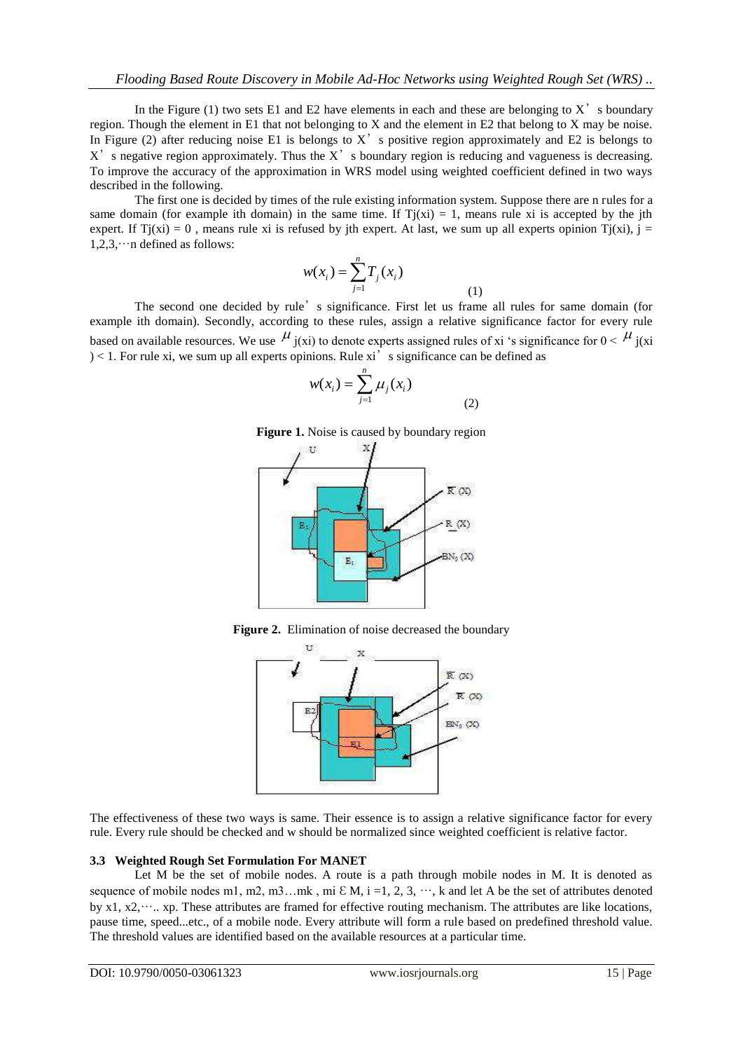In the Figure (1) two sets E1 and E2 have elements in each and these are belonging to X' s boundary region. Though the element in E1 that not belonging to X and the element in E2 that belong to X may be noise. In Figure (2) after reducing noise E1 is belongs to X' s positive region approximately and E2 is belongs to X' s negative region approximately. Thus the X' s boundary region is reducing and vagueness is decreasing. To improve the accuracy of the approximation in WRS model using weighted coefficient defined in two ways described in the following.

The first one is decided by times of the rule existing information system. Suppose there are n rules for a same domain (for example ith domain) in the same time. If $T_j(x_i) = 1$, means rule $x_i$ is accepted by the jth expert. If $T_j(x_i) = 0$ , means rule $x_i$ is refused by jth expert. At last, we sum up all experts opinion $T_j(x_i)$, $j = 1,2,3,\cdots n$ defined as follows:

$$w(x_i) = \sum_{j=1}^{n} T_j(x_i) \tag{1}$$

The second one decided by rule' s significance. First let us frame all rules for same domain (for example ith domain). Secondly, according to these rules, assign a relative significance factor for every rule based on available resources. We use $\mu_j(x_i)$ to denote experts assigned rules of $x_i$ 's significance for $0 < \mu_j(x_i) < 1$. For rule $x_i$, we sum up all experts opinions. Rule $x_i$' s significance can be defined as

$$w(x_i) = \sum_{j=1}^{n} \mu_j(x_i) \tag{2}$$

**Figure 1.** Noise is caused by boundary region

**Figure 2.** Elimination of noise decreased the boundary

The effectiveness of these two ways is same. Their essence is to assign a relative significance factor for every rule. Every rule should be checked and w should be normalized since weighted coefficient is relative factor.

### 3.3 Weighted Rough Set Formulation For MANET

Let M be the set of mobile nodes. A route is a path through mobile nodes in M. It is denoted as sequence of mobile nodes $m_1, m_2, m_3 \ldots m_k$ , $m_i \in M$, $i = 1, 2, 3, \cdots, k$ and let A be the set of attributes denoted by $x_1, x_2, \cdots.. x_p$. These attributes are framed for effective routing mechanism. The attributes are like locations, pause time, speed...etc., of a mobile node. Every attribute will form a rule based on predefined threshold value. The threshold values are identified based on the available resources at a particular time.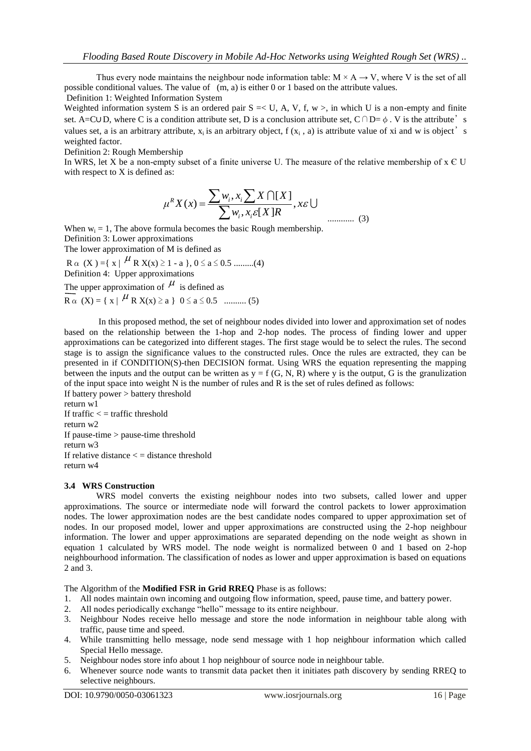Thus every node maintains the neighbour node information table: $M \times A \rightarrow V$, where V is the set of all possible conditional values. The value of (m, a) is either 0 or 1 based on the attribute values.

Definition 1: Weighted Information System

Weighted information system S is an ordered pair S =< U, A, V, f, w >, in which U is a non-empty and finite set. $A = C \cup D$, where C is a condition attribute set, D is a conclusion attribute set, $C \cap D = \phi$ . V is the attribute's values set, a is an arbitrary attribute, $x_i$ is an arbitrary object, f ($x_i$ , a) is attribute value of xi and w is object's weighted factor.

Definition 2: Rough Membership

In WRS, let X be a non-empty subset of a finite universe U. The measure of the relative membership of x Є U with respect to X is defined as:

$$\mu^R X(x) = \frac{\sum w_i, x_i \sum X \bigcap [X]}{\sum w_i, x_i \varepsilon [X]R}, x\varepsilon \bigcup \quad \text{............ (3)}$$

When $w_i = 1$, The above formula becomes the basic Rough membership.

Definition 3: Lower approximations

The lower approximation of M is defined as

$R_\alpha (X) = \{ x \mid \mu R X(x) \geq 1 - a \}, 0 \leq a \leq 0.5$ .........(4)

Definition 4: Upper approximations

The upper approximation of $\mu$ is defined as

$\overline{R_\alpha} (X) = \{ x \mid \mu R X(x) \geq a \} \quad 0 \leq a \leq 0.5$ .......... (5)

In this proposed method, the set of neighbour nodes divided into lower and approximation set of nodes based on the relationship between the 1-hop and 2-hop nodes. The process of finding lower and upper approximations can be categorized into different stages. The first stage would be to select the rules. The second stage is to assign the significance values to the constructed rules. Once the rules are extracted, they can be presented in if CONDITION(S)-then DECISION format. Using WRS the equation representing the mapping between the inputs and the output can be written as y = f (G, N, R) where y is the output, G is the granulization of the input space into weight N is the number of rules and R is the set of rules defined as follows:

If battery power > battery threshold
return w1
If traffic < = traffic threshold
return w2
If pause-time > pause-time threshold
return w3
If relative distance < = distance threshold
return w4

### 3.4 WRS Construction

WRS model converts the existing neighbour nodes into two subsets, called lower and upper approximations. The source or intermediate node will forward the control packets to lower approximation nodes. The lower approximation nodes are the best candidate nodes compared to upper approximation set of nodes. In our proposed model, lower and upper approximations are constructed using the 2-hop neighbour information. The lower and upper approximations are separated depending on the node weight as shown in equation 1 calculated by WRS model. The node weight is normalized between 0 and 1 based on 2-hop neighbourhood information. The classification of nodes as lower and upper approximation is based on equations 2 and 3.

The Algorithm of the **Modified FSR in Grid RREQ** Phase is as follows:

1. All nodes maintain own incoming and outgoing flow information, speed, pause time, and battery power.
2. All nodes periodically exchange "hello" message to its entire neighbour.
3. Neighbour Nodes receive hello message and store the node information in neighbour table along with traffic, pause time and speed.
4. While transmitting hello message, node send message with 1 hop neighbour information which called Special Hello message.
5. Neighbour nodes store info about 1 hop neighbour of source node in neighbour table.
6. Whenever source node wants to transmit data packet then it initiates path discovery by sending RREQ to selective neighbours.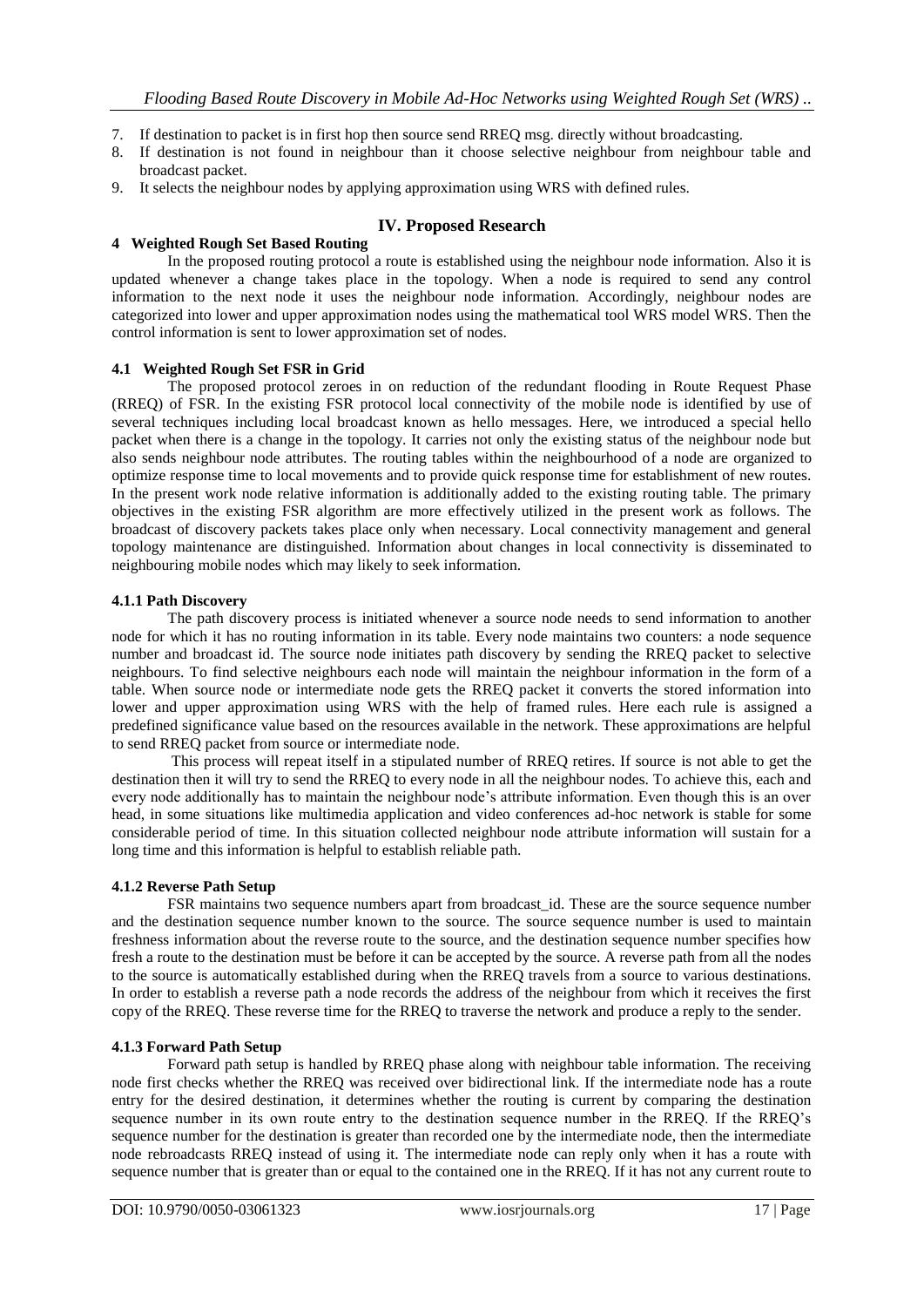7. If destination to packet is in first hop then source send RREQ msg. directly without broadcasting.
8. If destination is not found in neighbour than it choose selective neighbour from neighbour table and broadcast packet.
9. It selects the neighbour nodes by applying approximation using WRS with defined rules.

## IV. Proposed Research

### 4 Weighted Rough Set Based Routing

In the proposed routing protocol a route is established using the neighbour node information. Also it is updated whenever a change takes place in the topology. When a node is required to send any control information to the next node it uses the neighbour node information. Accordingly, neighbour nodes are categorized into lower and upper approximation nodes using the mathematical tool WRS model WRS. Then the control information is sent to lower approximation set of nodes.

### 4.1 Weighted Rough Set FSR in Grid

The proposed protocol zeroes in on reduction of the redundant flooding in Route Request Phase (RREQ) of FSR. In the existing FSR protocol local connectivity of the mobile node is identified by use of several techniques including local broadcast known as hello messages. Here, we introduced a special hello packet when there is a change in the topology. It carries not only the existing status of the neighbour node but also sends neighbour node attributes. The routing tables within the neighbourhood of a node are organized to optimize response time to local movements and to provide quick response time for establishment of new routes. In the present work node relative information is additionally added to the existing routing table. The primary objectives in the existing FSR algorithm are more effectively utilized in the present work as follows. The broadcast of discovery packets takes place only when necessary. Local connectivity management and general topology maintenance are distinguished. Information about changes in local connectivity is disseminated to neighbouring mobile nodes which may likely to seek information.

#### 4.1.1 Path Discovery

The path discovery process is initiated whenever a source node needs to send information to another node for which it has no routing information in its table. Every node maintains two counters: a node sequence number and broadcast id. The source node initiates path discovery by sending the RREQ packet to selective neighbours. To find selective neighbours each node will maintain the neighbour information in the form of a table. When source node or intermediate node gets the RREQ packet it converts the stored information into lower and upper approximation using WRS with the help of framed rules. Here each rule is assigned a predefined significance value based on the resources available in the network. These approximations are helpful to send RREQ packet from source or intermediate node.

This process will repeat itself in a stipulated number of RREQ retires. If source is not able to get the destination then it will try to send the RREQ to every node in all the neighbour nodes. To achieve this, each and every node additionally has to maintain the neighbour node's attribute information. Even though this is an over head, in some situations like multimedia application and video conferences ad-hoc network is stable for some considerable period of time. In this situation collected neighbour node attribute information will sustain for a long time and this information is helpful to establish reliable path.

#### 4.1.2 Reverse Path Setup

FSR maintains two sequence numbers apart from broadcast_id. These are the source sequence number and the destination sequence number known to the source. The source sequence number is used to maintain freshness information about the reverse route to the source, and the destination sequence number specifies how fresh a route to the destination must be before it can be accepted by the source. A reverse path from all the nodes to the source is automatically established during when the RREQ travels from a source to various destinations. In order to establish a reverse path a node records the address of the neighbour from which it receives the first copy of the RREQ. These reverse time for the RREQ to traverse the network and produce a reply to the sender.

#### 4.1.3 Forward Path Setup

Forward path setup is handled by RREQ phase along with neighbour table information. The receiving node first checks whether the RREQ was received over bidirectional link. If the intermediate node has a route entry for the desired destination, it determines whether the routing is current by comparing the destination sequence number in its own route entry to the destination sequence number in the RREQ. If the RREQ's sequence number for the destination is greater than recorded one by the intermediate node, then the intermediate node rebroadcasts RREQ instead of using it. The intermediate node can reply only when it has a route with sequence number that is greater than or equal to the contained one in the RREQ. If it has not any current route to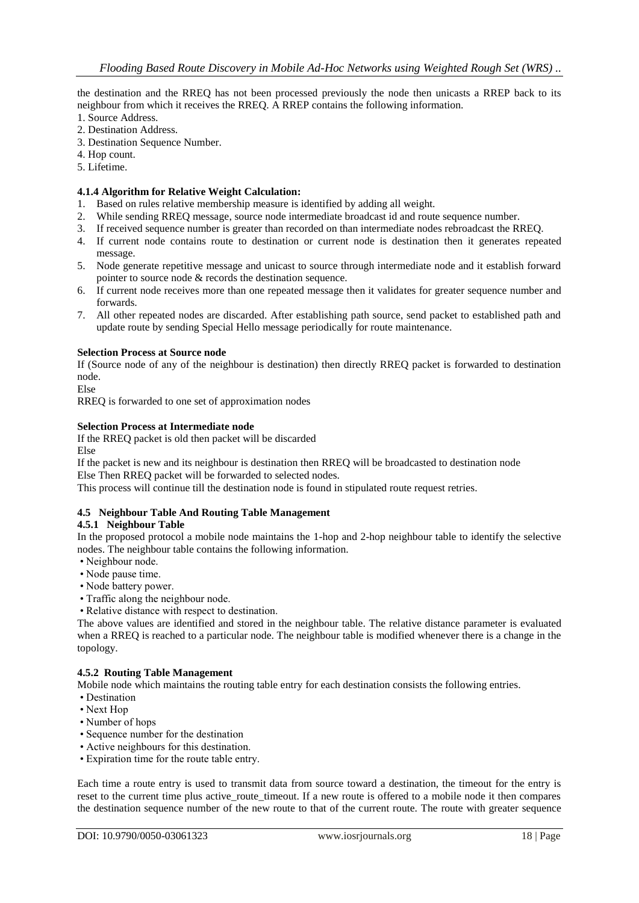the destination and the RREQ has not been processed previously the node then unicasts a RREP back to its neighbour from which it receives the RREQ. A RREP contains the following information.

1. Source Address.
2. Destination Address.
3. Destination Sequence Number.
4. Hop count.
5. Lifetime.

#### 4.1.4 Algorithm for Relative Weight Calculation:

1. Based on rules relative membership measure is identified by adding all weight.
2. While sending RREQ message, source node intermediate broadcast id and route sequence number.
3. If received sequence number is greater than recorded on than intermediate nodes rebroadcast the RREQ.
4. If current node contains route to destination or current node is destination then it generates repeated message.
5. Node generate repetitive message and unicast to source through intermediate node and it establish forward pointer to source node & records the destination sequence.
6. If current node receives more than one repeated message then it validates for greater sequence number and forwards.
7. All other repeated nodes are discarded. After establishing path source, send packet to established path and update route by sending Special Hello message periodically for route maintenance.

**Selection Process at Source node**

If (Source node of any of the neighbour is destination) then directly RREQ packet is forwarded to destination node.

Else

RREQ is forwarded to one set of approximation nodes

**Selection Process at Intermediate node**

If the RREQ packet is old then packet will be discarded

Else

If the packet is new and its neighbour is destination then RREQ will be broadcasted to destination node

Else Then RREQ packet will be forwarded to selected nodes.

This process will continue till the destination node is found in stipulated route request retries.

### 4.5 Neighbour Table And Routing Table Management

#### 4.5.1 Neighbour Table

In the proposed protocol a mobile node maintains the 1-hop and 2-hop neighbour table to identify the selective nodes. The neighbour table contains the following information.

- Neighbour node.
- Node pause time.
- Node battery power.
- Traffic along the neighbour node.
- Relative distance with respect to destination.

The above values are identified and stored in the neighbour table. The relative distance parameter is evaluated when a RREQ is reached to a particular node. The neighbour table is modified whenever there is a change in the topology.

#### 4.5.2 Routing Table Management

Mobile node which maintains the routing table entry for each destination consists the following entries.

- Destination
- Next Hop
- Number of hops
- Sequence number for the destination
- Active neighbours for this destination.
- Expiration time for the route table entry.

Each time a route entry is used to transmit data from source toward a destination, the timeout for the entry is reset to the current time plus active_route_timeout. If a new route is offered to a mobile node it then compares the destination sequence number of the new route to that of the current route. The route with greater sequence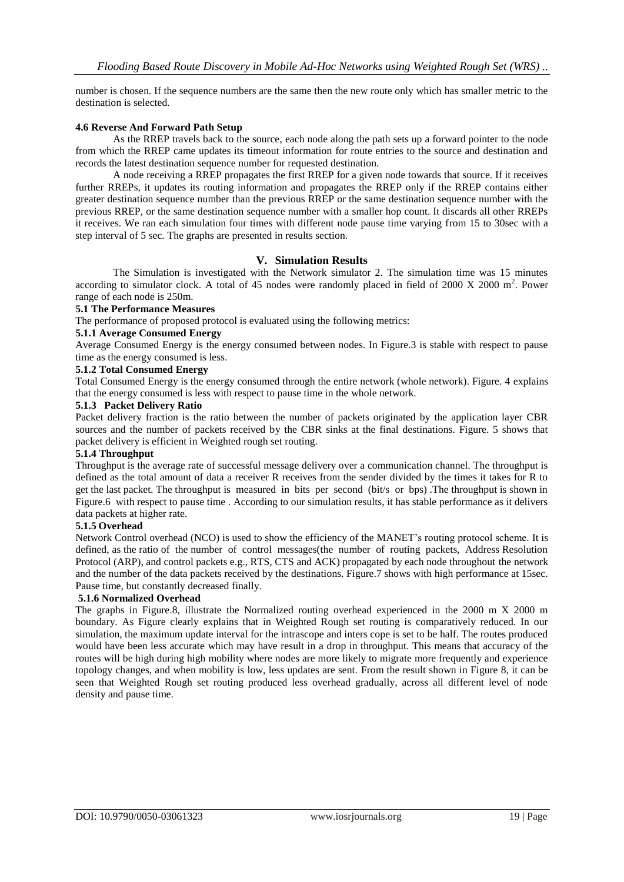number is chosen. If the sequence numbers are the same then the new route only which has smaller metric to the destination is selected.

#### 4.6 Reverse And Forward Path Setup

As the RREP travels back to the source, each node along the path sets up a forward pointer to the node from which the RREP came updates its timeout information for route entries to the source and destination and records the latest destination sequence number for requested destination.

A node receiving a RREP propagates the first RREP for a given node towards that source. If it receives further RREPs, it updates its routing information and propagates the RREP only if the RREP contains either greater destination sequence number than the previous RREP or the same destination sequence number with the previous RREP, or the same destination sequence number with a smaller hop count. It discards all other RREPs it receives. We ran each simulation four times with different node pause time varying from 15 to 30sec with a step interval of 5 sec. The graphs are presented in results section.

## V. Simulation Results

The Simulation is investigated with the Network simulator 2. The simulation time was 15 minutes according to simulator clock. A total of 45 nodes were randomly placed in field of 2000 X 2000 $m^2$. Power range of each node is 250m.

### 5.1 The Performance Measures

The performance of proposed protocol is evaluated using the following metrics:

#### 5.1.1 Average Consumed Energy

Average Consumed Energy is the energy consumed between nodes. In Figure.3 is stable with respect to pause time as the energy consumed is less.

#### 5.1.2 Total Consumed Energy

Total Consumed Energy is the energy consumed through the entire network (whole network). Figure. 4 explains that the energy consumed is less with respect to pause time in the whole network.

#### 5.1.3 Packet Delivery Ratio

Packet delivery fraction is the ratio between the number of packets originated by the application layer CBR sources and the number of packets received by the CBR sinks at the final destinations. Figure. 5 shows that packet delivery is efficient in Weighted rough set routing.

#### 5.1.4 Throughput

Throughput is the average rate of successful message delivery over a communication channel. The throughput is defined as the total amount of data a receiver R receives from the sender divided by the times it takes for R to get the last packet. The throughput is measured in bits per second (bit/s or bps) .The throughput is shown in Figure.6 with respect to pause time . According to our simulation results, it has stable performance as it delivers data packets at higher rate.

#### 5.1.5 Overhead

Network Control overhead (NCO) is used to show the efficiency of the MANET's routing protocol scheme. It is defined, as the ratio of the number of control messages(the number of routing packets, Address Resolution Protocol (ARP), and control packets e.g., RTS, CTS and ACK) propagated by each node throughout the network and the number of the data packets received by the destinations. Figure.7 shows with high performance at 15sec. Pause time, but constantly decreased finally.

#### 5.1.6 Normalized Overhead

The graphs in Figure.8, illustrate the Normalized routing overhead experienced in the 2000 m X 2000 m boundary. As Figure clearly explains that in Weighted Rough set routing is comparatively reduced. In our simulation, the maximum update interval for the intrascope and inters cope is set to be half. The routes produced would have been less accurate which may have result in a drop in throughput. This means that accuracy of the routes will be high during high mobility where nodes are more likely to migrate more frequently and experience topology changes, and when mobility is low, less updates are sent. From the result shown in Figure 8, it can be seen that Weighted Rough set routing produced less overhead gradually, across all different level of node density and pause time.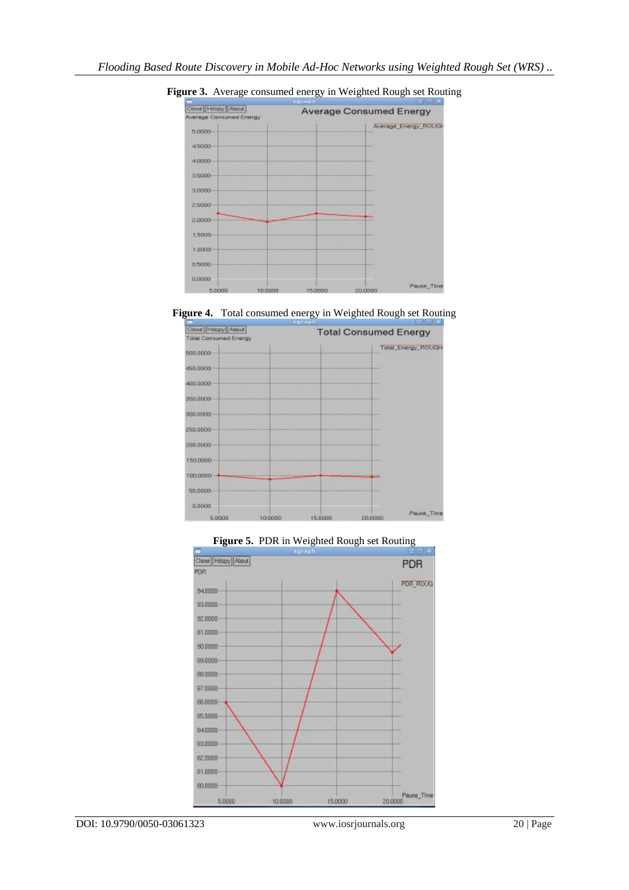**Figure 3.** Average consumed energy in Weighted Rough set Routing

**Figure 4.** Total consumed energy in Weighted Rough set Routing

**Figure 5.** PDR in Weighted Rough set Routing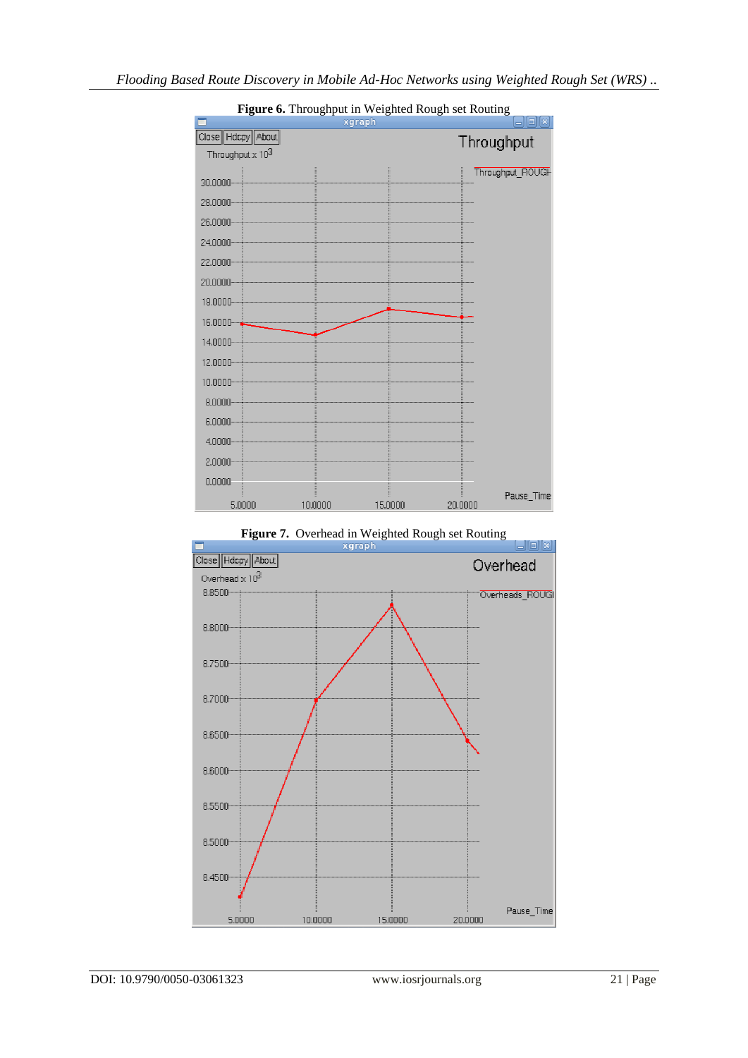**Figure 6.** Throughput in Weighted Rough set Routing

**Figure 7.** Overhead in Weighted Rough set Routing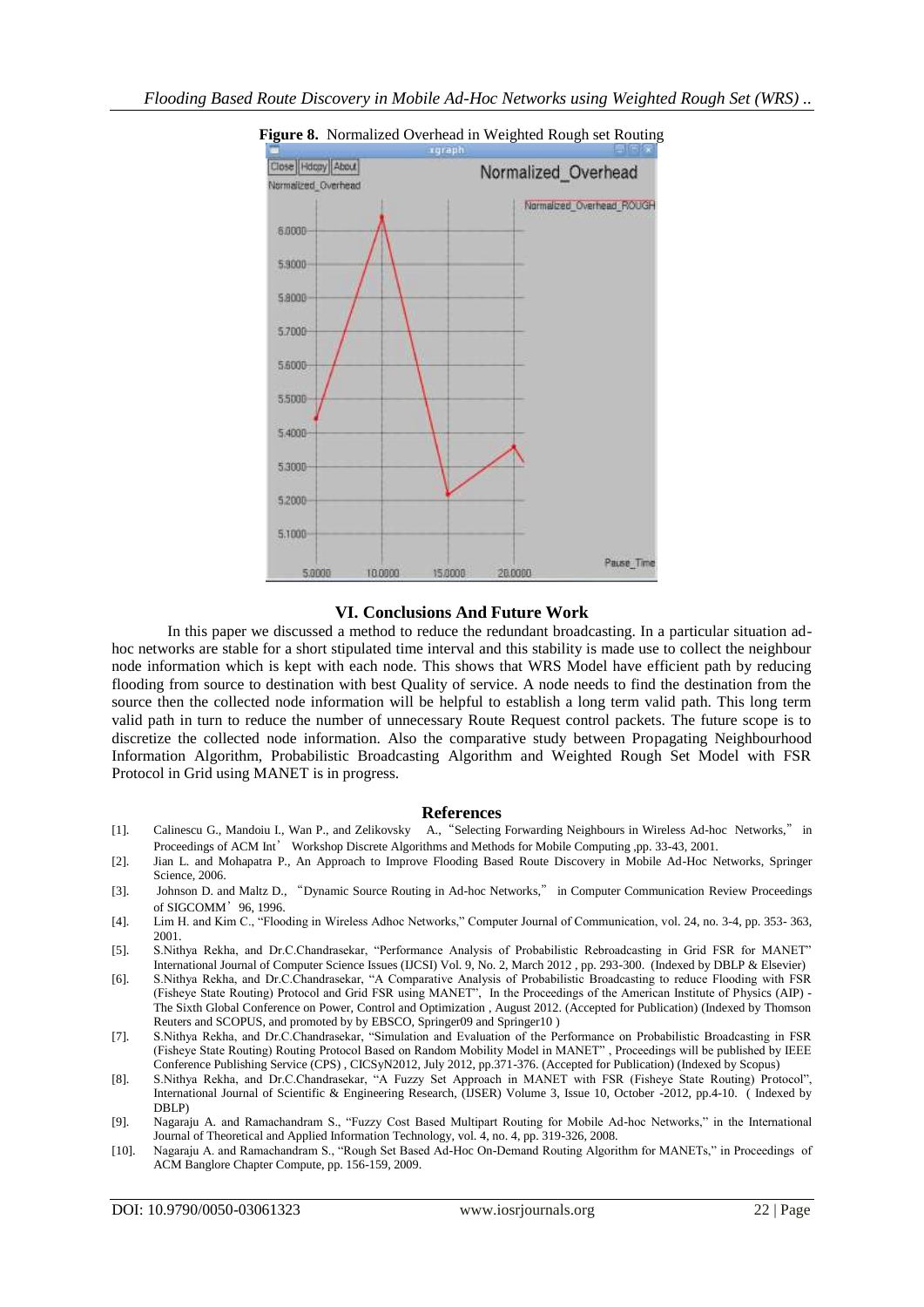**Figure 8.** Normalized Overhead in Weighted Rough set Routing

## VI. Conclusions And Future Work

In this paper we discussed a method to reduce the redundant broadcasting. In a particular situation ad-hoc networks are stable for a short stipulated time interval and this stability is made use to collect the neighbour node information which is kept with each node. This shows that WRS Model have efficient path by reducing flooding from source to destination with best Quality of service. A node needs to find the destination from the source then the collected node information will be helpful to establish a long term valid path. This long term valid path in turn to reduce the number of unnecessary Route Request control packets. The future scope is to discretize the collected node information. Also the comparative study between Propagating Neighbourhood Information Algorithm, Probabilistic Broadcasting Algorithm and Weighted Rough Set Model with FSR Protocol in Grid using MANET is in progress.

## References

[1]. Calinescu G., Mandoiu I., Wan P., and Zelikovsky A., "Selecting Forwarding Neighbours in Wireless Ad-hoc Networks," in Proceedings of ACM Int' Workshop Discrete Algorithms and Methods for Mobile Computing ,pp. 33-43, 2001.

[2]. Jian L. and Mohapatra P., An Approach to Improve Flooding Based Route Discovery in Mobile Ad-Hoc Networks, Springer Science, 2006.

[3]. Johnson D. and Maltz D., "Dynamic Source Routing in Ad-hoc Networks," in Computer Communication Review Proceedings of SIGCOMM' 96, 1996.

[4]. Lim H. and Kim C., "Flooding in Wireless Adhoc Networks," Computer Journal of Communication, vol. 24, no. 3-4, pp. 353- 363, 2001.

[5]. S.Nithya Rekha, and Dr.C.Chandrasekar, "Performance Analysis of Probabilistic Rebroadcasting in Grid FSR for MANET" International Journal of Computer Science Issues (IJCSI) Vol. 9, No. 2, March 2012 , pp. 293-300. (Indexed by DBLP & Elsevier)

[6]. S.Nithya Rekha, and Dr.C.Chandrasekar, "A Comparative Analysis of Probabilistic Broadcasting to reduce Flooding with FSR (Fisheye State Routing) Protocol and Grid FSR using MANET", In the Proceedings of the American Institute of Physics (AIP) - The Sixth Global Conference on Power, Control and Optimization , August 2012. (Accepted for Publication) (Indexed by Thomson Reuters and SCOPUS, and promoted by by EBSCO, Springer09 and Springer10 )

[7]. S.Nithya Rekha, and Dr.C.Chandrasekar, "Simulation and Evaluation of the Performance on Probabilistic Broadcasting in FSR (Fisheye State Routing) Routing Protocol Based on Random Mobility Model in MANET" , Proceedings will be published by IEEE Conference Publishing Service (CPS) , CICSyN2012, July 2012, pp.371-376. (Accepted for Publication) (Indexed by Scopus)

[8]. S.Nithya Rekha, and Dr.C.Chandrasekar, "A Fuzzy Set Approach in MANET with FSR (Fisheye State Routing) Protocol", International Journal of Scientific & Engineering Research, (IJSER) Volume 3, Issue 10, October -2012, pp.4-10. ( Indexed by DBLP)

[9]. Nagaraju A. and Ramachandram S., "Fuzzy Cost Based Multipart Routing for Mobile Ad-hoc Networks," in the International Journal of Theoretical and Applied Information Technology, vol. 4, no. 4, pp. 319-326, 2008.

[10]. Nagaraju A. and Ramachandram S., "Rough Set Based Ad-Hoc On-Demand Routing Algorithm for MANETs," in Proceedings of ACM Banglore Chapter Compute, pp. 156-159, 2009.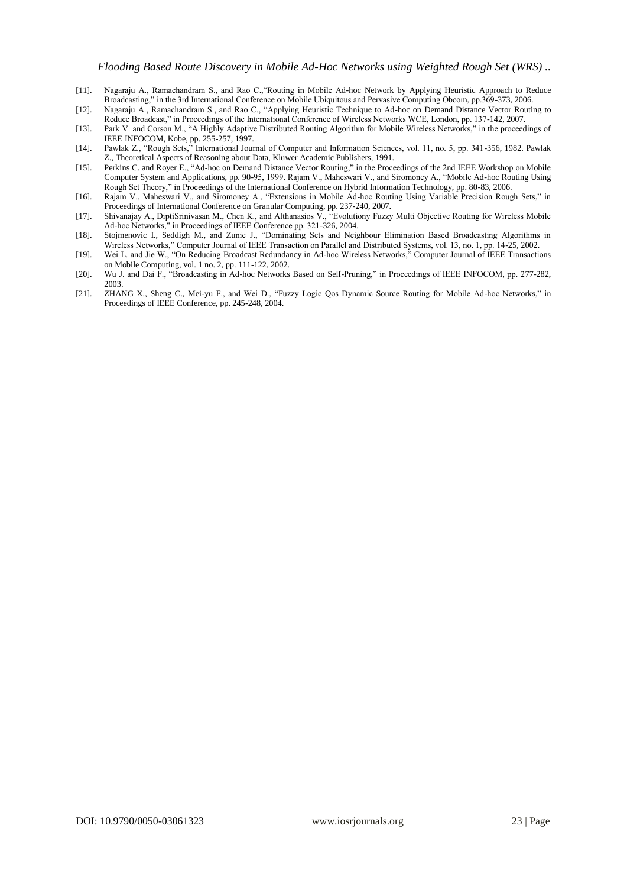[11]. Nagaraju A., Ramachandram S., and Rao C.,"Routing in Mobile Ad-hoc Network by Applying Heuristic Approach to Reduce Broadcasting," in the 3rd International Conference on Mobile Ubiquitous and Pervasive Computing Obcom, pp.369-373, 2006.

[12]. Nagaraju A., Ramachandram S., and Rao C., "Applying Heuristic Technique to Ad-hoc on Demand Distance Vector Routing to Reduce Broadcast," in Proceedings of the International Conference of Wireless Networks WCE, London, pp. 137-142, 2007.

[13]. Park V. and Corson M., "A Highly Adaptive Distributed Routing Algorithm for Mobile Wireless Networks," in the proceedings of IEEE INFOCOM, Kobe, pp. 255-257, 1997.

[14]. Pawlak Z., "Rough Sets," International Journal of Computer and Information Sciences, vol. 11, no. 5, pp. 341-356, 1982. Pawlak Z., Theoretical Aspects of Reasoning about Data, Kluwer Academic Publishers, 1991.

[15]. Perkins C. and Royer E., "Ad-hoc on Demand Distance Vector Routing," in the Proceedings of the 2nd IEEE Workshop on Mobile Computer System and Applications, pp. 90-95, 1999. Rajam V., Maheswari V., and Siromoney A., "Mobile Ad-hoc Routing Using Rough Set Theory," in Proceedings of the International Conference on Hybrid Information Technology, pp. 80-83, 2006.

[16]. Rajam V., Maheswari V., and Siromoney A., "Extensions in Mobile Ad-hoc Routing Using Variable Precision Rough Sets," in Proceedings of International Conference on Granular Computing, pp. 237-240, 2007.

[17]. Shivanajay A., DiptiSrinivasan M., Chen K., and Althanasios V., "Evolutiony Fuzzy Multi Objective Routing for Wireless Mobile Ad-hoc Networks," in Proceedings of IEEE Conference pp. 321-326, 2004.

[18]. Stojmenovic I., Seddigh M., and Zunic J., "Dominating Sets and Neighbour Elimination Based Broadcasting Algorithms in Wireless Networks," Computer Journal of IEEE Transaction on Parallel and Distributed Systems, vol. 13, no. 1, pp. 14-25, 2002.

[19]. Wei L. and Jie W., "On Reducing Broadcast Redundancy in Ad-hoc Wireless Networks," Computer Journal of IEEE Transactions on Mobile Computing, vol. 1 no. 2, pp. 111-122, 2002.

[20]. Wu J. and Dai F., "Broadcasting in Ad-hoc Networks Based on Self-Pruning," in Proceedings of IEEE INFOCOM, pp. 277-282, 2003.

[21]. ZHANG X., Sheng C., Mei-yu F., and Wei D., "Fuzzy Logic Qos Dynamic Source Routing for Mobile Ad-hoc Networks," in Proceedings of IEEE Conference, pp. 245-248, 2004.